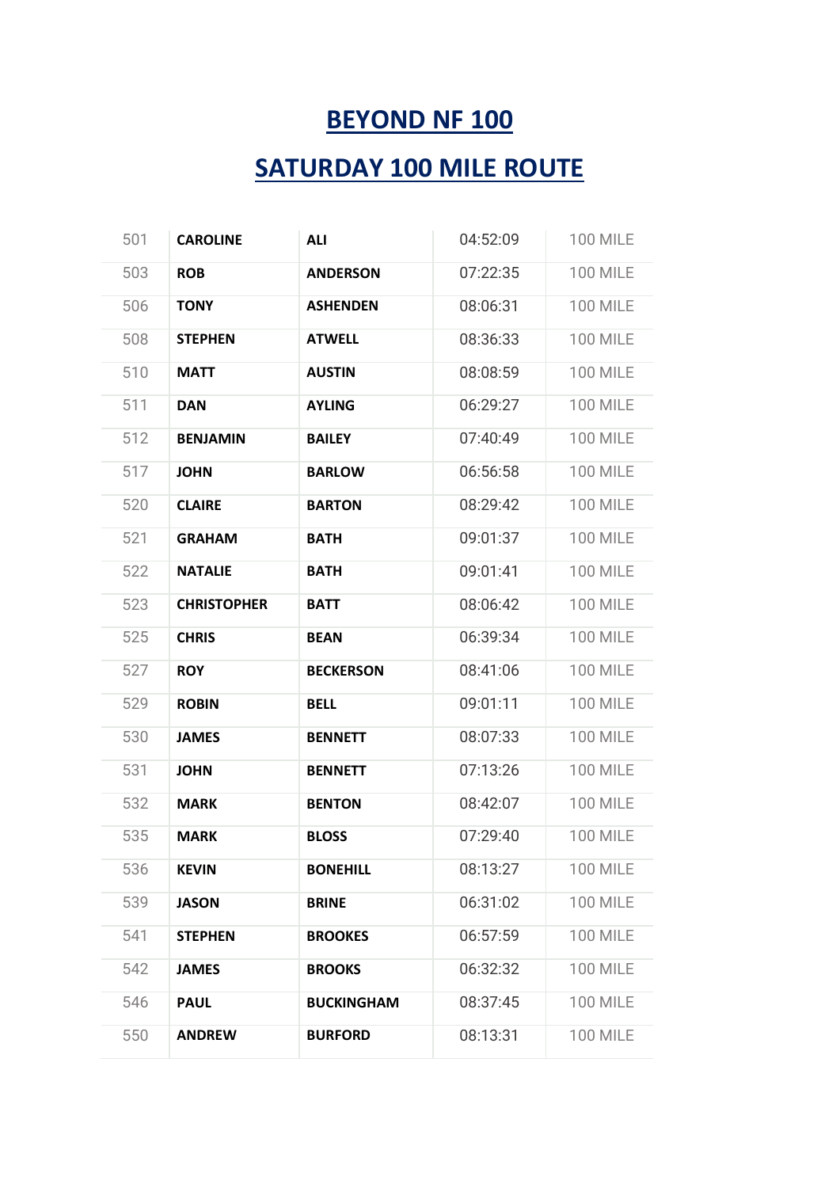# BEYOND NF 100

## SATURDAY 100 MILE ROUTE

| | | | | |
|---|---|---|---|---|
| 501 | **CAROLINE** | **ALI** | 04:52:09 | 100 MILE |
| 503 | **ROB** | **ANDERSON** | 07:22:35 | 100 MILE |
| 506 | **TONY** | **ASHENDEN** | 08:06:31 | 100 MILE |
| 508 | **STEPHEN** | **ATWELL** | 08:36:33 | 100 MILE |
| 510 | **MATT** | **AUSTIN** | 08:08:59 | 100 MILE |
| 511 | **DAN** | **AYLING** | 06:29:27 | 100 MILE |
| 512 | **BENJAMIN** | **BAILEY** | 07:40:49 | 100 MILE |
| 517 | **JOHN** | **BARLOW** | 06:56:58 | 100 MILE |
| 520 | **CLAIRE** | **BARTON** | 08:29:42 | 100 MILE |
| 521 | **GRAHAM** | **BATH** | 09:01:37 | 100 MILE |
| 522 | **NATALIE** | **BATH** | 09:01:41 | 100 MILE |
| 523 | **CHRISTOPHER** | **BATT** | 08:06:42 | 100 MILE |
| 525 | **CHRIS** | **BEAN** | 06:39:34 | 100 MILE |
| 527 | **ROY** | **BECKERSON** | 08:41:06 | 100 MILE |
| 529 | **ROBIN** | **BELL** | 09:01:11 | 100 MILE |
| 530 | **JAMES** | **BENNETT** | 08:07:33 | 100 MILE |
| 531 | **JOHN** | **BENNETT** | 07:13:26 | 100 MILE |
| 532 | **MARK** | **BENTON** | 08:42:07 | 100 MILE |
| 535 | **MARK** | **BLOSS** | 07:29:40 | 100 MILE |
| 536 | **KEVIN** | **BONEHILL** | 08:13:27 | 100 MILE |
| 539 | **JASON** | **BRINE** | 06:31:02 | 100 MILE |
| 541 | **STEPHEN** | **BROOKES** | 06:57:59 | 100 MILE |
| 542 | **JAMES** | **BROOKS** | 06:32:32 | 100 MILE |
| 546 | **PAUL** | **BUCKINGHAM** | 08:37:45 | 100 MILE |
| 550 | **ANDREW** | **BURFORD** | 08:13:31 | 100 MILE |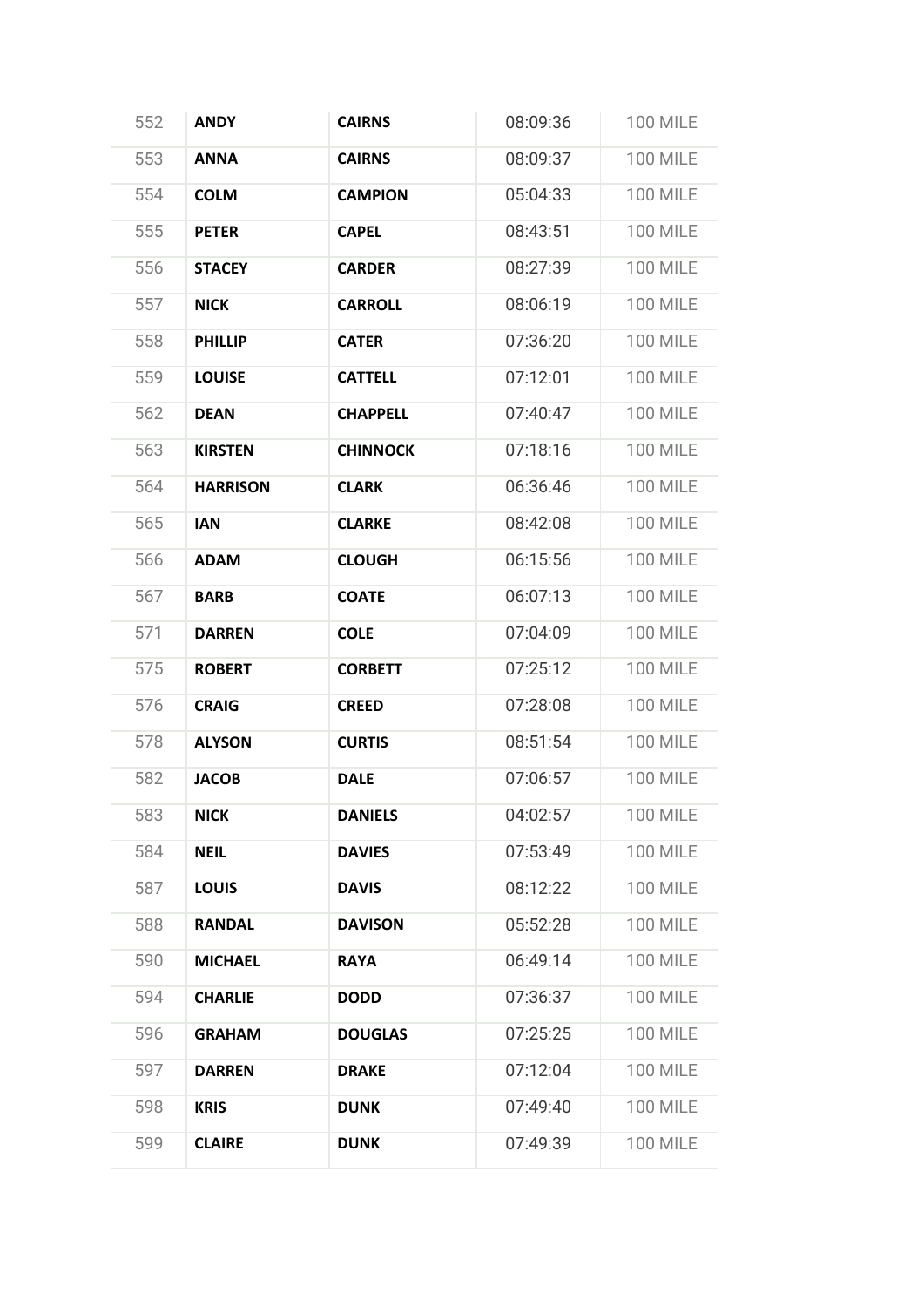| 552 | **ANDY** | **CAIRNS** | 08:09:36 | 100 MILE |
|---|---|---|---|---|
| 553 | **ANNA** | **CAIRNS** | 08:09:37 | 100 MILE |
| 554 | **COLM** | **CAMPION** | 05:04:33 | 100 MILE |
| 555 | **PETER** | **CAPEL** | 08:43:51 | 100 MILE |
| 556 | **STACEY** | **CARDER** | 08:27:39 | 100 MILE |
| 557 | **NICK** | **CARROLL** | 08:06:19 | 100 MILE |
| 558 | **PHILLIP** | **CATER** | 07:36:20 | 100 MILE |
| 559 | **LOUISE** | **CATTELL** | 07:12:01 | 100 MILE |
| 562 | **DEAN** | **CHAPPELL** | 07:40:47 | 100 MILE |
| 563 | **KIRSTEN** | **CHINNOCK** | 07:18:16 | 100 MILE |
| 564 | **HARRISON** | **CLARK** | 06:36:46 | 100 MILE |
| 565 | **IAN** | **CLARKE** | 08:42:08 | 100 MILE |
| 566 | **ADAM** | **CLOUGH** | 06:15:56 | 100 MILE |
| 567 | **BARB** | **COATE** | 06:07:13 | 100 MILE |
| 571 | **DARREN** | **COLE** | 07:04:09 | 100 MILE |
| 575 | **ROBERT** | **CORBETT** | 07:25:12 | 100 MILE |
| 576 | **CRAIG** | **CREED** | 07:28:08 | 100 MILE |
| 578 | **ALYSON** | **CURTIS** | 08:51:54 | 100 MILE |
| 582 | **JACOB** | **DALE** | 07:06:57 | 100 MILE |
| 583 | **NICK** | **DANIELS** | 04:02:57 | 100 MILE |
| 584 | **NEIL** | **DAVIES** | 07:53:49 | 100 MILE |
| 587 | **LOUIS** | **DAVIS** | 08:12:22 | 100 MILE |
| 588 | **RANDAL** | **DAVISON** | 05:52:28 | 100 MILE |
| 590 | **MICHAEL** | **RAYA** | 06:49:14 | 100 MILE |
| 594 | **CHARLIE** | **DODD** | 07:36:37 | 100 MILE |
| 596 | **GRAHAM** | **DOUGLAS** | 07:25:25 | 100 MILE |
| 597 | **DARREN** | **DRAKE** | 07:12:04 | 100 MILE |
| 598 | **KRIS** | **DUNK** | 07:49:40 | 100 MILE |
| 599 | **CLAIRE** | **DUNK** | 07:49:39 | 100 MILE |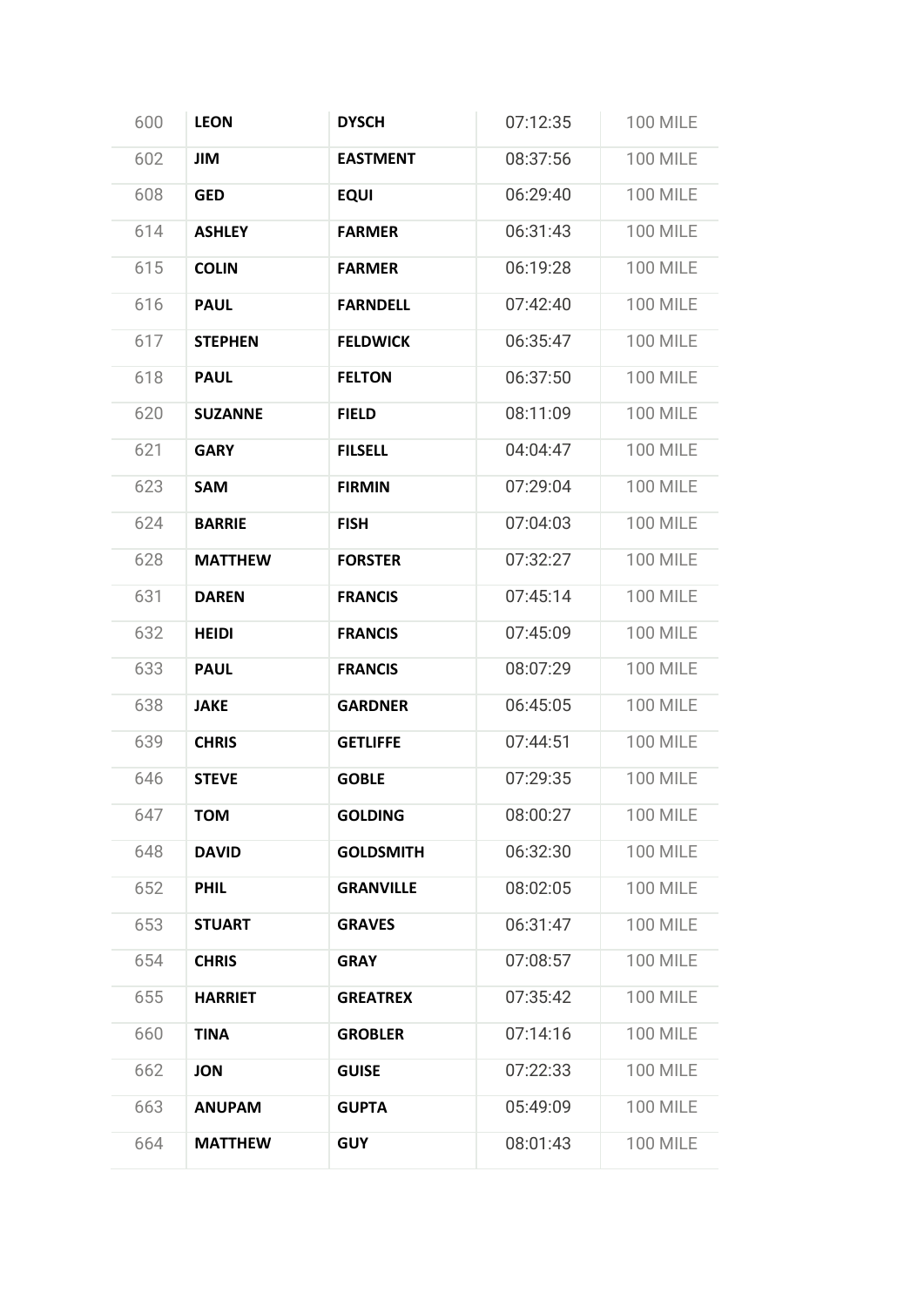| | | | | |
|---|---|---|---|---|
| 600 | **LEON** | **DYSCH** | 07:12:35 | 100 MILE |
| 602 | **JIM** | **EASTMENT** | 08:37:56 | 100 MILE |
| 608 | **GED** | **EQUI** | 06:29:40 | 100 MILE |
| 614 | **ASHLEY** | **FARMER** | 06:31:43 | 100 MILE |
| 615 | **COLIN** | **FARMER** | 06:19:28 | 100 MILE |
| 616 | **PAUL** | **FARNDELL** | 07:42:40 | 100 MILE |
| 617 | **STEPHEN** | **FELDWICK** | 06:35:47 | 100 MILE |
| 618 | **PAUL** | **FELTON** | 06:37:50 | 100 MILE |
| 620 | **SUZANNE** | **FIELD** | 08:11:09 | 100 MILE |
| 621 | **GARY** | **FILSELL** | 04:04:47 | 100 MILE |
| 623 | **SAM** | **FIRMIN** | 07:29:04 | 100 MILE |
| 624 | **BARRIE** | **FISH** | 07:04:03 | 100 MILE |
| 628 | **MATTHEW** | **FORSTER** | 07:32:27 | 100 MILE |
| 631 | **DAREN** | **FRANCIS** | 07:45:14 | 100 MILE |
| 632 | **HEIDI** | **FRANCIS** | 07:45:09 | 100 MILE |
| 633 | **PAUL** | **FRANCIS** | 08:07:29 | 100 MILE |
| 638 | **JAKE** | **GARDNER** | 06:45:05 | 100 MILE |
| 639 | **CHRIS** | **GETLIFFE** | 07:44:51 | 100 MILE |
| 646 | **STEVE** | **GOBLE** | 07:29:35 | 100 MILE |
| 647 | **TOM** | **GOLDING** | 08:00:27 | 100 MILE |
| 648 | **DAVID** | **GOLDSMITH** | 06:32:30 | 100 MILE |
| 652 | **PHIL** | **GRANVILLE** | 08:02:05 | 100 MILE |
| 653 | **STUART** | **GRAVES** | 06:31:47 | 100 MILE |
| 654 | **CHRIS** | **GRAY** | 07:08:57 | 100 MILE |
| 655 | **HARRIET** | **GREATREX** | 07:35:42 | 100 MILE |
| 660 | **TINA** | **GROBLER** | 07:14:16 | 100 MILE |
| 662 | **JON** | **GUISE** | 07:22:33 | 100 MILE |
| 663 | **ANUPAM** | **GUPTA** | 05:49:09 | 100 MILE |
| 664 | **MATTHEW** | **GUY** | 08:01:43 | 100 MILE |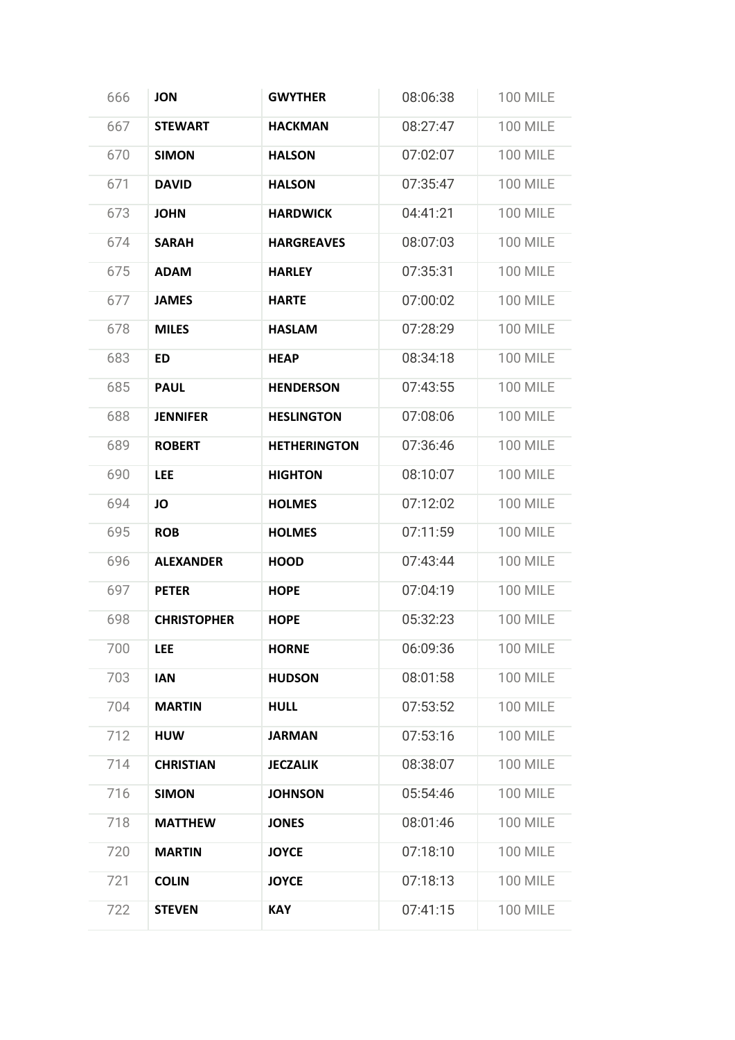| | | | | |
|---|---|---|---|---|
| 666 | **JON** | **GWYTHER** | 08:06:38 | 100 MILE |
| 667 | **STEWART** | **HACKMAN** | 08:27:47 | 100 MILE |
| 670 | **SIMON** | **HALSON** | 07:02:07 | 100 MILE |
| 671 | **DAVID** | **HALSON** | 07:35:47 | 100 MILE |
| 673 | **JOHN** | **HARDWICK** | 04:41:21 | 100 MILE |
| 674 | **SARAH** | **HARGREAVES** | 08:07:03 | 100 MILE |
| 675 | **ADAM** | **HARLEY** | 07:35:31 | 100 MILE |
| 677 | **JAMES** | **HARTE** | 07:00:02 | 100 MILE |
| 678 | **MILES** | **HASLAM** | 07:28:29 | 100 MILE |
| 683 | **ED** | **HEAP** | 08:34:18 | 100 MILE |
| 685 | **PAUL** | **HENDERSON** | 07:43:55 | 100 MILE |
| 688 | **JENNIFER** | **HESLINGTON** | 07:08:06 | 100 MILE |
| 689 | **ROBERT** | **HETHERINGTON** | 07:36:46 | 100 MILE |
| 690 | **LEE** | **HIGHTON** | 08:10:07 | 100 MILE |
| 694 | **JO** | **HOLMES** | 07:12:02 | 100 MILE |
| 695 | **ROB** | **HOLMES** | 07:11:59 | 100 MILE |
| 696 | **ALEXANDER** | **HOOD** | 07:43:44 | 100 MILE |
| 697 | **PETER** | **HOPE** | 07:04:19 | 100 MILE |
| 698 | **CHRISTOPHER** | **HOPE** | 05:32:23 | 100 MILE |
| 700 | **LEE** | **HORNE** | 06:09:36 | 100 MILE |
| 703 | **IAN** | **HUDSON** | 08:01:58 | 100 MILE |
| 704 | **MARTIN** | **HULL** | 07:53:52 | 100 MILE |
| 712 | **HUW** | **JARMAN** | 07:53:16 | 100 MILE |
| 714 | **CHRISTIAN** | **JECZALIK** | 08:38:07 | 100 MILE |
| 716 | **SIMON** | **JOHNSON** | 05:54:46 | 100 MILE |
| 718 | **MATTHEW** | **JONES** | 08:01:46 | 100 MILE |
| 720 | **MARTIN** | **JOYCE** | 07:18:10 | 100 MILE |
| 721 | **COLIN** | **JOYCE** | 07:18:13 | 100 MILE |
| 722 | **STEVEN** | **KAY** | 07:41:15 | 100 MILE |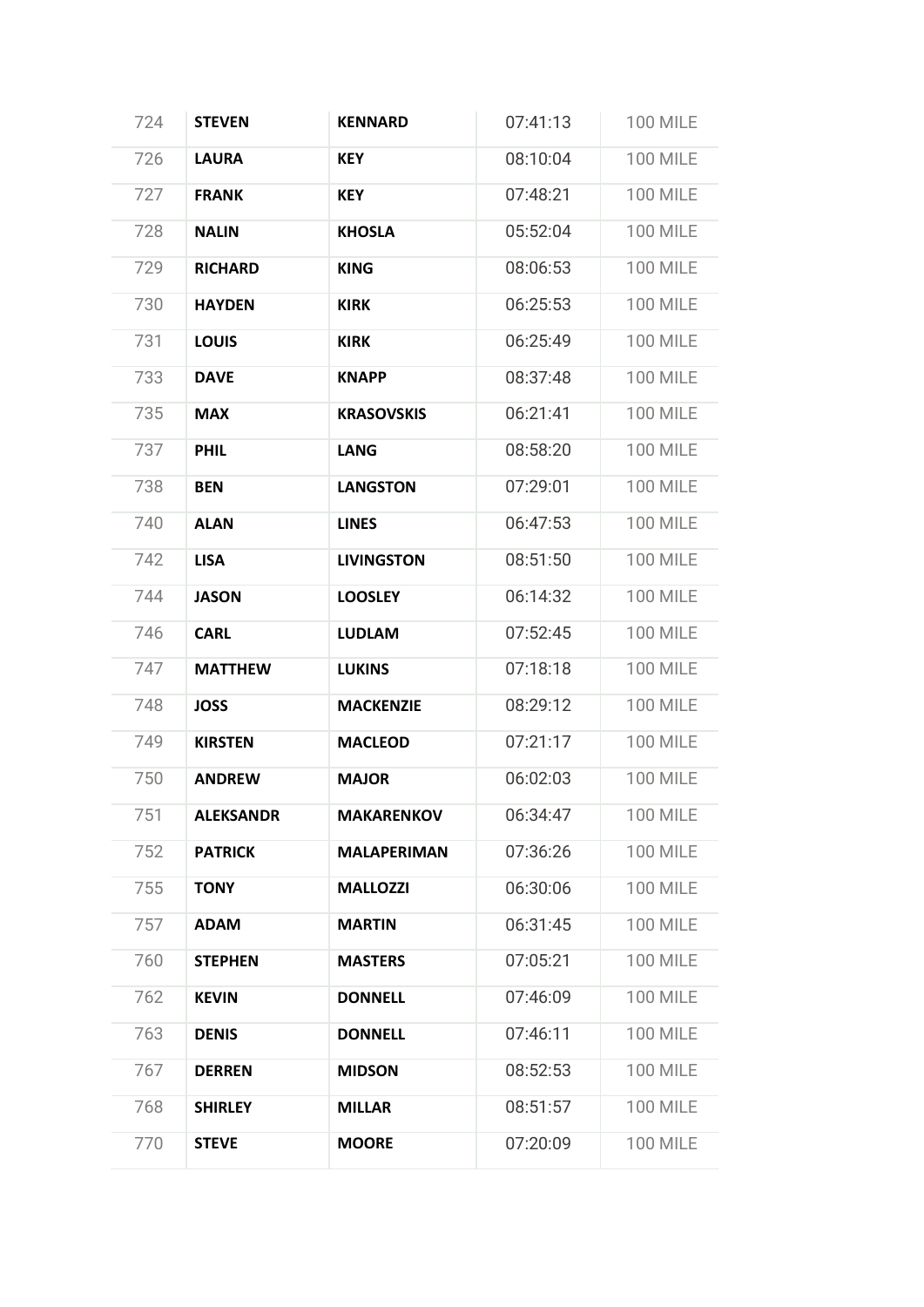| | | | | |
|---|---|---|---|---|
| 724 | **STEVEN** | **KENNARD** | 07:41:13 | 100 MILE |
| 726 | **LAURA** | **KEY** | 08:10:04 | 100 MILE |
| 727 | **FRANK** | **KEY** | 07:48:21 | 100 MILE |
| 728 | **NALIN** | **KHOSLA** | 05:52:04 | 100 MILE |
| 729 | **RICHARD** | **KING** | 08:06:53 | 100 MILE |
| 730 | **HAYDEN** | **KIRK** | 06:25:53 | 100 MILE |
| 731 | **LOUIS** | **KIRK** | 06:25:49 | 100 MILE |
| 733 | **DAVE** | **KNAPP** | 08:37:48 | 100 MILE |
| 735 | **MAX** | **KRASOVSKIS** | 06:21:41 | 100 MILE |
| 737 | **PHIL** | **LANG** | 08:58:20 | 100 MILE |
| 738 | **BEN** | **LANGSTON** | 07:29:01 | 100 MILE |
| 740 | **ALAN** | **LINES** | 06:47:53 | 100 MILE |
| 742 | **LISA** | **LIVINGSTON** | 08:51:50 | 100 MILE |
| 744 | **JASON** | **LOOSLEY** | 06:14:32 | 100 MILE |
| 746 | **CARL** | **LUDLAM** | 07:52:45 | 100 MILE |
| 747 | **MATTHEW** | **LUKINS** | 07:18:18 | 100 MILE |
| 748 | **JOSS** | **MACKENZIE** | 08:29:12 | 100 MILE |
| 749 | **KIRSTEN** | **MACLEOD** | 07:21:17 | 100 MILE |
| 750 | **ANDREW** | **MAJOR** | 06:02:03 | 100 MILE |
| 751 | **ALEKSANDR** | **MAKARENKOV** | 06:34:47 | 100 MILE |
| 752 | **PATRICK** | **MALAPERIMAN** | 07:36:26 | 100 MILE |
| 755 | **TONY** | **MALLOZZI** | 06:30:06 | 100 MILE |
| 757 | **ADAM** | **MARTIN** | 06:31:45 | 100 MILE |
| 760 | **STEPHEN** | **MASTERS** | 07:05:21 | 100 MILE |
| 762 | **KEVIN** | **DONNELL** | 07:46:09 | 100 MILE |
| 763 | **DENIS** | **DONNELL** | 07:46:11 | 100 MILE |
| 767 | **DERREN** | **MIDSON** | 08:52:53 | 100 MILE |
| 768 | **SHIRLEY** | **MILLAR** | 08:51:57 | 100 MILE |
| 770 | **STEVE** | **MOORE** | 07:20:09 | 100 MILE |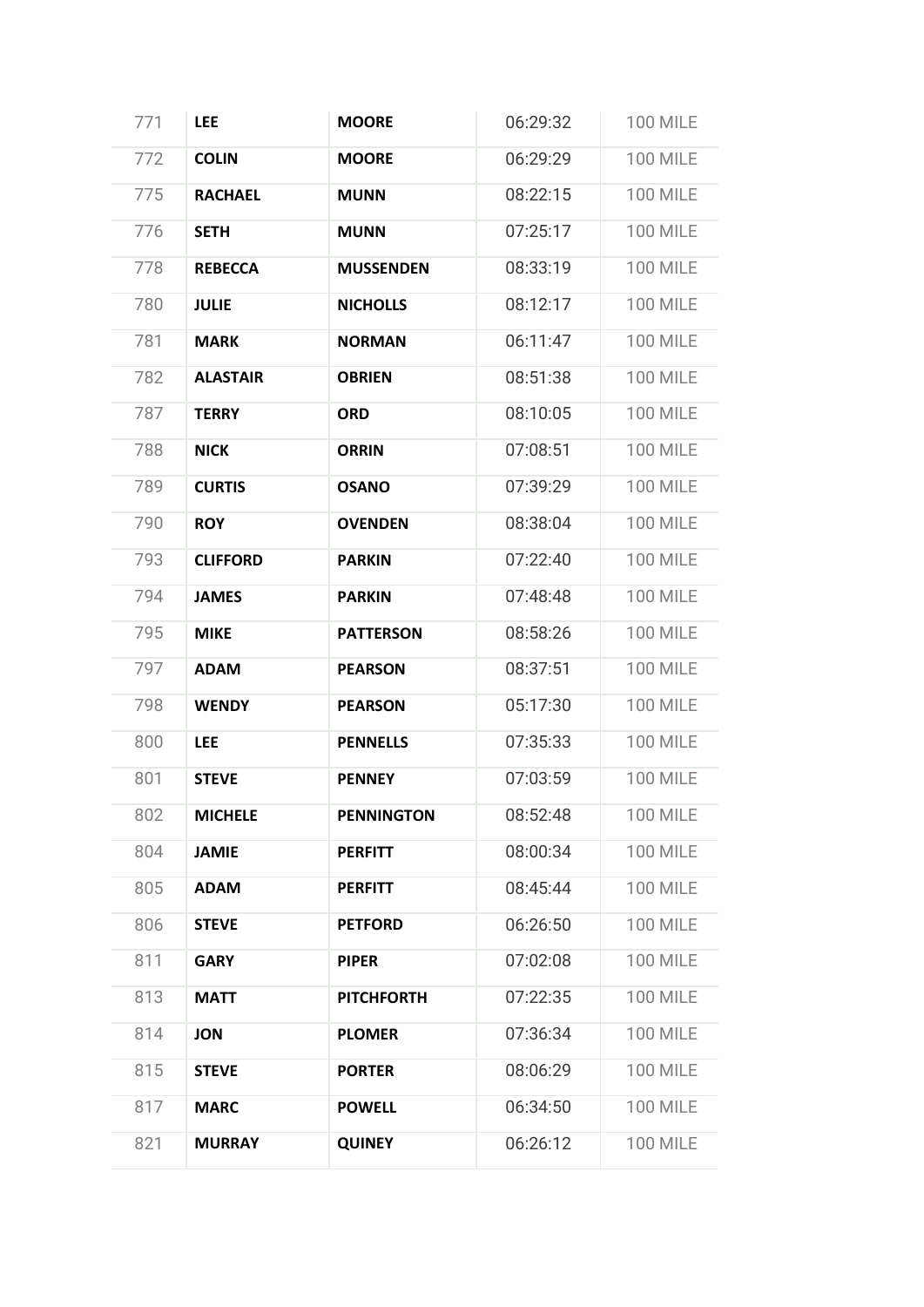| | | | | |
|---|---|---|---|---|
| 771 | **LEE** | **MOORE** | 06:29:32 | 100 MILE |
| 772 | **COLIN** | **MOORE** | 06:29:29 | 100 MILE |
| 775 | **RACHAEL** | **MUNN** | 08:22:15 | 100 MILE |
| 776 | **SETH** | **MUNN** | 07:25:17 | 100 MILE |
| 778 | **REBECCA** | **MUSSENDEN** | 08:33:19 | 100 MILE |
| 780 | **JULIE** | **NICHOLLS** | 08:12:17 | 100 MILE |
| 781 | **MARK** | **NORMAN** | 06:11:47 | 100 MILE |
| 782 | **ALASTAIR** | **OBRIEN** | 08:51:38 | 100 MILE |
| 787 | **TERRY** | **ORD** | 08:10:05 | 100 MILE |
| 788 | **NICK** | **ORRIN** | 07:08:51 | 100 MILE |
| 789 | **CURTIS** | **OSANO** | 07:39:29 | 100 MILE |
| 790 | **ROY** | **OVENDEN** | 08:38:04 | 100 MILE |
| 793 | **CLIFFORD** | **PARKIN** | 07:22:40 | 100 MILE |
| 794 | **JAMES** | **PARKIN** | 07:48:48 | 100 MILE |
| 795 | **MIKE** | **PATTERSON** | 08:58:26 | 100 MILE |
| 797 | **ADAM** | **PEARSON** | 08:37:51 | 100 MILE |
| 798 | **WENDY** | **PEARSON** | 05:17:30 | 100 MILE |
| 800 | **LEE** | **PENNELLS** | 07:35:33 | 100 MILE |
| 801 | **STEVE** | **PENNEY** | 07:03:59 | 100 MILE |
| 802 | **MICHELE** | **PENNINGTON** | 08:52:48 | 100 MILE |
| 804 | **JAMIE** | **PERFITT** | 08:00:34 | 100 MILE |
| 805 | **ADAM** | **PERFITT** | 08:45:44 | 100 MILE |
| 806 | **STEVE** | **PETFORD** | 06:26:50 | 100 MILE |
| 811 | **GARY** | **PIPER** | 07:02:08 | 100 MILE |
| 813 | **MATT** | **PITCHFORTH** | 07:22:35 | 100 MILE |
| 814 | **JON** | **PLOMER** | 07:36:34 | 100 MILE |
| 815 | **STEVE** | **PORTER** | 08:06:29 | 100 MILE |
| 817 | **MARC** | **POWELL** | 06:34:50 | 100 MILE |
| 821 | **MURRAY** | **QUINEY** | 06:26:12 | 100 MILE |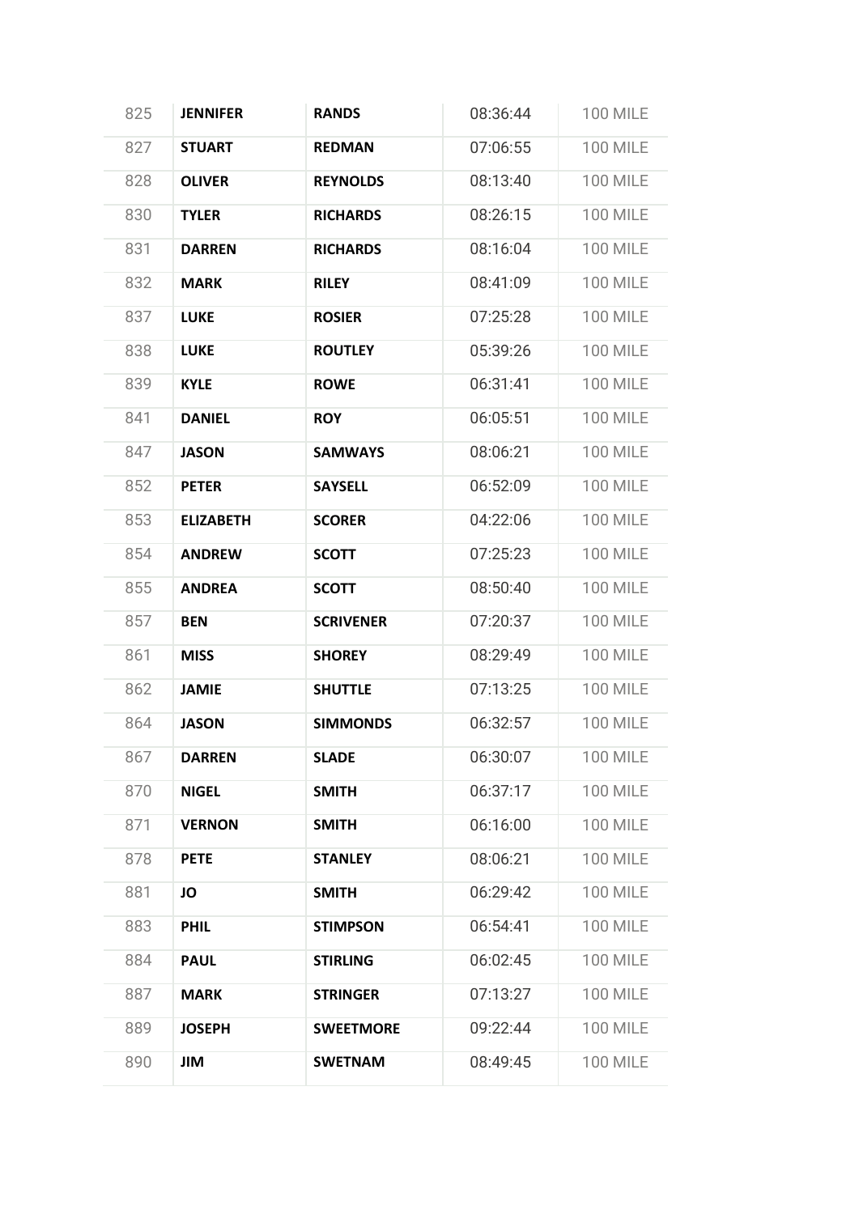| 825 | **JENNIFER** | **RANDS** | 08:36:44 | 100 MILE |
|---|---|---|---|---|
| 827 | **STUART** | **REDMAN** | 07:06:55 | 100 MILE |
| 828 | **OLIVER** | **REYNOLDS** | 08:13:40 | 100 MILE |
| 830 | **TYLER** | **RICHARDS** | 08:26:15 | 100 MILE |
| 831 | **DARREN** | **RICHARDS** | 08:16:04 | 100 MILE |
| 832 | **MARK** | **RILEY** | 08:41:09 | 100 MILE |
| 837 | **LUKE** | **ROSIER** | 07:25:28 | 100 MILE |
| 838 | **LUKE** | **ROUTLEY** | 05:39:26 | 100 MILE |
| 839 | **KYLE** | **ROWE** | 06:31:41 | 100 MILE |
| 841 | **DANIEL** | **ROY** | 06:05:51 | 100 MILE |
| 847 | **JASON** | **SAMWAYS** | 08:06:21 | 100 MILE |
| 852 | **PETER** | **SAYSELL** | 06:52:09 | 100 MILE |
| 853 | **ELIZABETH** | **SCORER** | 04:22:06 | 100 MILE |
| 854 | **ANDREW** | **SCOTT** | 07:25:23 | 100 MILE |
| 855 | **ANDREA** | **SCOTT** | 08:50:40 | 100 MILE |
| 857 | **BEN** | **SCRIVENER** | 07:20:37 | 100 MILE |
| 861 | **MISS** | **SHOREY** | 08:29:49 | 100 MILE |
| 862 | **JAMIE** | **SHUTTLE** | 07:13:25 | 100 MILE |
| 864 | **JASON** | **SIMMONDS** | 06:32:57 | 100 MILE |
| 867 | **DARREN** | **SLADE** | 06:30:07 | 100 MILE |
| 870 | **NIGEL** | **SMITH** | 06:37:17 | 100 MILE |
| 871 | **VERNON** | **SMITH** | 06:16:00 | 100 MILE |
| 878 | **PETE** | **STANLEY** | 08:06:21 | 100 MILE |
| 881 | **JO** | **SMITH** | 06:29:42 | 100 MILE |
| 883 | **PHIL** | **STIMPSON** | 06:54:41 | 100 MILE |
| 884 | **PAUL** | **STIRLING** | 06:02:45 | 100 MILE |
| 887 | **MARK** | **STRINGER** | 07:13:27 | 100 MILE |
| 889 | **JOSEPH** | **SWEETMORE** | 09:22:44 | 100 MILE |
| 890 | **JIM** | **SWETNAM** | 08:49:45 | 100 MILE |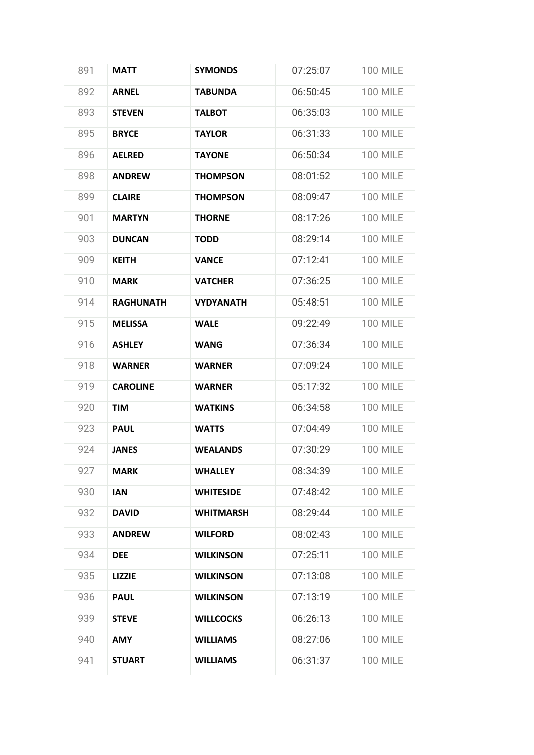| 891 | **MATT** | **SYMONDS** | 07:25:07 | 100 MILE |
|---|---|---|---|---|
| 892 | **ARNEL** | **TABUNDA** | 06:50:45 | 100 MILE |
| 893 | **STEVEN** | **TALBOT** | 06:35:03 | 100 MILE |
| 895 | **BRYCE** | **TAYLOR** | 06:31:33 | 100 MILE |
| 896 | **AELRED** | **TAYONE** | 06:50:34 | 100 MILE |
| 898 | **ANDREW** | **THOMPSON** | 08:01:52 | 100 MILE |
| 899 | **CLAIRE** | **THOMPSON** | 08:09:47 | 100 MILE |
| 901 | **MARTYN** | **THORNE** | 08:17:26 | 100 MILE |
| 903 | **DUNCAN** | **TODD** | 08:29:14 | 100 MILE |
| 909 | **KEITH** | **VANCE** | 07:12:41 | 100 MILE |
| 910 | **MARK** | **VATCHER** | 07:36:25 | 100 MILE |
| 914 | **RAGHUNATH** | **VYDYANATH** | 05:48:51 | 100 MILE |
| 915 | **MELISSA** | **WALE** | 09:22:49 | 100 MILE |
| 916 | **ASHLEY** | **WANG** | 07:36:34 | 100 MILE |
| 918 | **WARNER** | **WARNER** | 07:09:24 | 100 MILE |
| 919 | **CAROLINE** | **WARNER** | 05:17:32 | 100 MILE |
| 920 | **TIM** | **WATKINS** | 06:34:58 | 100 MILE |
| 923 | **PAUL** | **WATTS** | 07:04:49 | 100 MILE |
| 924 | **JANES** | **WEALANDS** | 07:30:29 | 100 MILE |
| 927 | **MARK** | **WHALLEY** | 08:34:39 | 100 MILE |
| 930 | **IAN** | **WHITESIDE** | 07:48:42 | 100 MILE |
| 932 | **DAVID** | **WHITMARSH** | 08:29:44 | 100 MILE |
| 933 | **ANDREW** | **WILFORD** | 08:02:43 | 100 MILE |
| 934 | **DEE** | **WILKINSON** | 07:25:11 | 100 MILE |
| 935 | **LIZZIE** | **WILKINSON** | 07:13:08 | 100 MILE |
| 936 | **PAUL** | **WILKINSON** | 07:13:19 | 100 MILE |
| 939 | **STEVE** | **WILLCOCKS** | 06:26:13 | 100 MILE |
| 940 | **AMY** | **WILLIAMS** | 08:27:06 | 100 MILE |
| 941 | **STUART** | **WILLIAMS** | 06:31:37 | 100 MILE |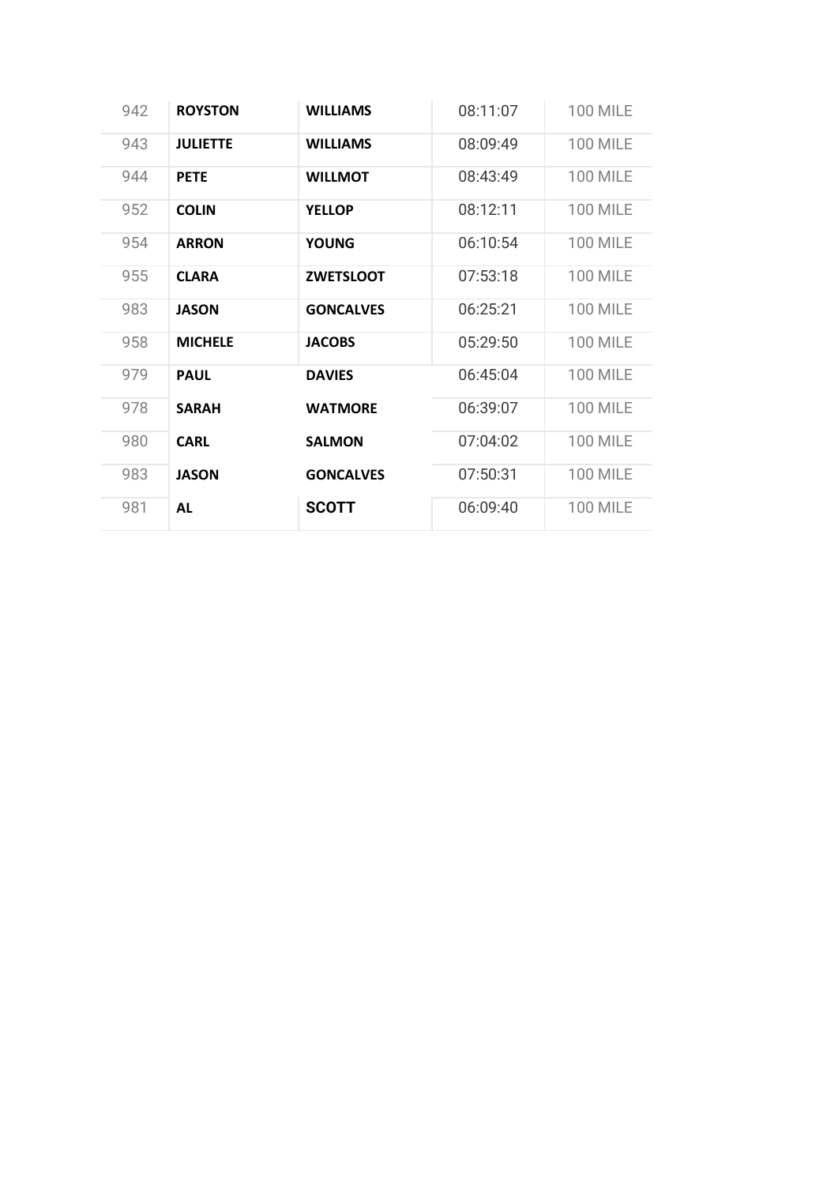| | | | | |
|---|---|---|---|---|
| 942 | **ROYSTON** | **WILLIAMS** | 08:11:07 | 100 MILE |
| 943 | **JULIETTE** | **WILLIAMS** | 08:09:49 | 100 MILE |
| 944 | **PETE** | **WILLMOT** | 08:43:49 | 100 MILE |
| 952 | **COLIN** | **YELLOP** | 08:12:11 | 100 MILE |
| 954 | **ARRON** | **YOUNG** | 06:10:54 | 100 MILE |
| 955 | **CLARA** | **ZWETSLOOT** | 07:53:18 | 100 MILE |
| 983 | **JASON** | **GONCALVES** | 06:25:21 | 100 MILE |
| 958 | **MICHELE** | **JACOBS** | 05:29:50 | 100 MILE |
| 979 | **PAUL** | **DAVIES** | 06:45:04 | 100 MILE |
| 978 | **SARAH** | **WATMORE** | 06:39:07 | 100 MILE |
| 980 | **CARL** | **SALMON** | 07:04:02 | 100 MILE |
| 983 | **JASON** | **GONCALVES** | 07:50:31 | 100 MILE |
| 981 | **AL** | **SCOTT** | 06:09:40 | 100 MILE |